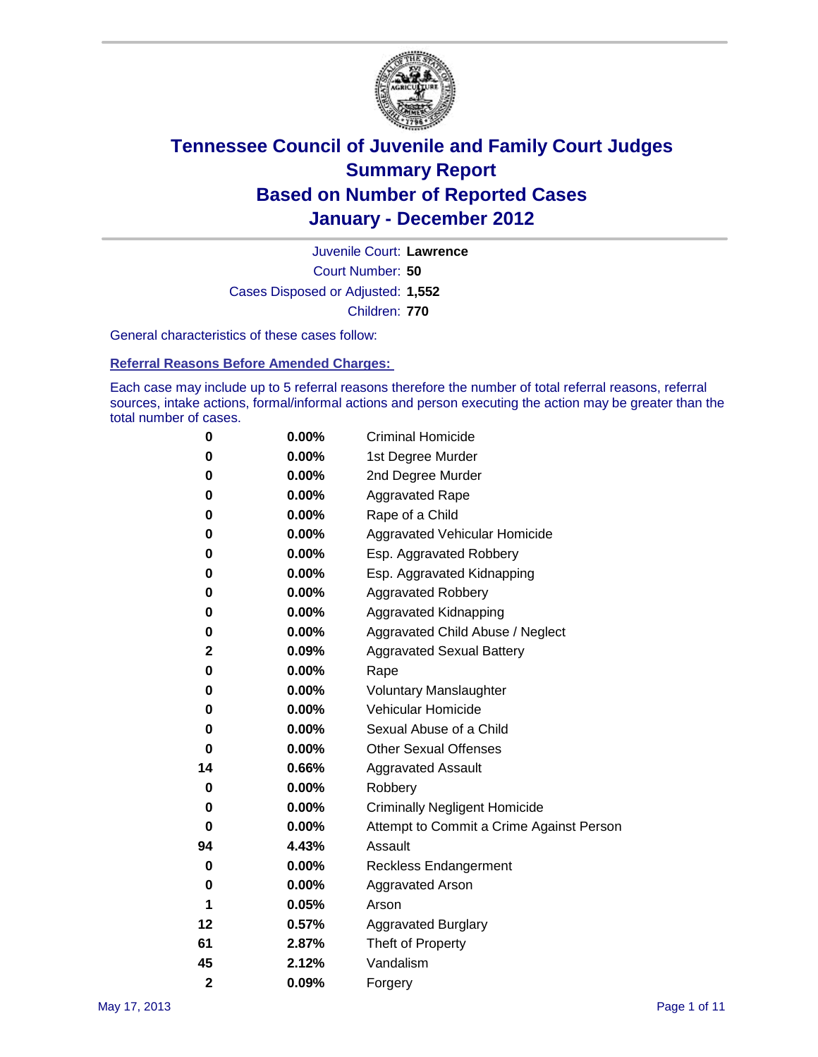# Tennessee Council of Juvenile and Family Court Judges
## Summary Report
## Based on Number of Reported Cases
## January - December 2012

Juvenile Court: **Lawrence**

Court Number: **50**

Cases Disposed or Adjusted: **1,552**

Children: **770**

General characteristics of these cases follow:

### Referral Reasons Before Amended Charges:

Each case may include up to 5 referral reasons therefore the number of total referral reasons, referral sources, intake actions, formal/informal actions and person executing the action may be greater than the total number of cases.

| Count | Percent | Referral Reason |
|---|---|---|
| 0 | 0.00% | Criminal Homicide |
| 0 | 0.00% | 1st Degree Murder |
| 0 | 0.00% | 2nd Degree Murder |
| 0 | 0.00% | Aggravated Rape |
| 0 | 0.00% | Rape of a Child |
| 0 | 0.00% | Aggravated Vehicular Homicide |
| 0 | 0.00% | Esp. Aggravated Robbery |
| 0 | 0.00% | Esp. Aggravated Kidnapping |
| 0 | 0.00% | Aggravated Robbery |
| 0 | 0.00% | Aggravated Kidnapping |
| 0 | 0.00% | Aggravated Child Abuse / Neglect |
| 2 | 0.09% | Aggravated Sexual Battery |
| 0 | 0.00% | Rape |
| 0 | 0.00% | Voluntary Manslaughter |
| 0 | 0.00% | Vehicular Homicide |
| 0 | 0.00% | Sexual Abuse of a Child |
| 0 | 0.00% | Other Sexual Offenses |
| 14 | 0.66% | Aggravated Assault |
| 0 | 0.00% | Robbery |
| 0 | 0.00% | Criminally Negligent Homicide |
| 0 | 0.00% | Attempt to Commit a Crime Against Person |
| 94 | 4.43% | Assault |
| 0 | 0.00% | Reckless Endangerment |
| 0 | 0.00% | Aggravated Arson |
| 1 | 0.05% | Arson |
| 12 | 0.57% | Aggravated Burglary |
| 61 | 2.87% | Theft of Property |
| 45 | 2.12% | Vandalism |
| 2 | 0.09% | Forgery |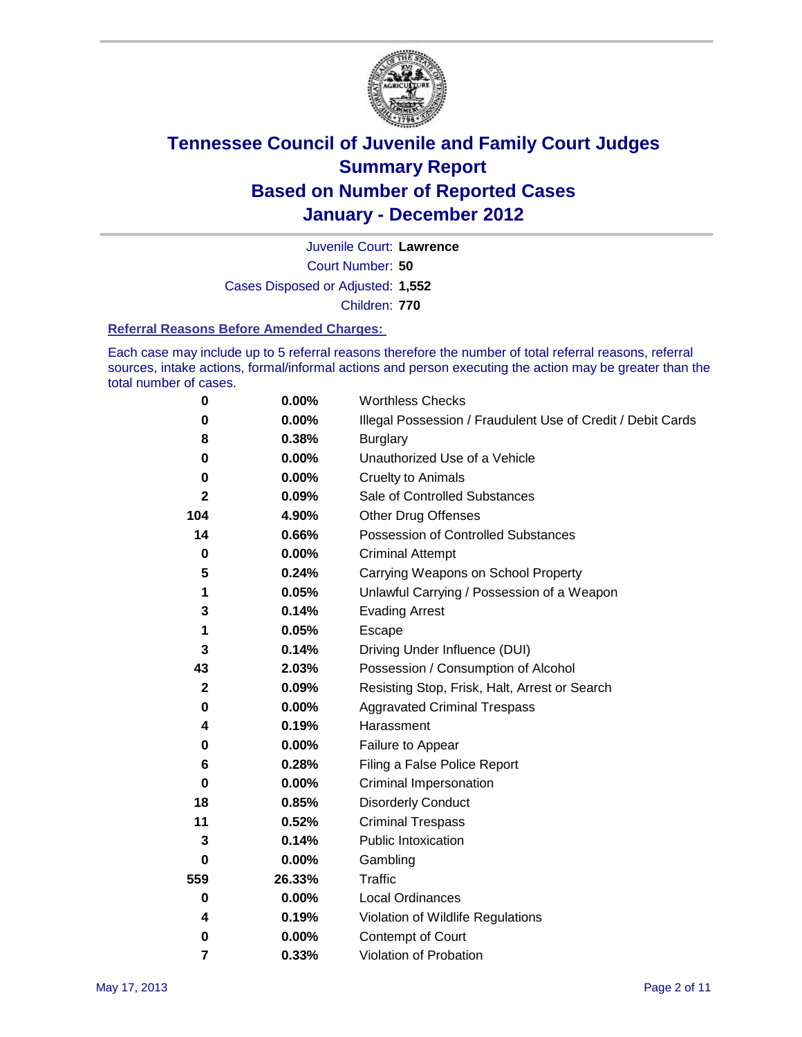# Tennessee Council of Juvenile and Family Court Judges
## Summary Report
## Based on Number of Reported Cases
## January - December 2012

Juvenile Court: **Lawrence**
Court Number: **50**
Cases Disposed or Adjusted: **1,552**
Children: **770**

### Referral Reasons Before Amended Charges:

Each case may include up to 5 referral reasons therefore the number of total referral reasons, referral sources, intake actions, formal/informal actions and person executing the action may be greater than the total number of cases.

| Count | Percent | Referral Reason |
|---|---|---|
| 0 | 0.00% | Worthless Checks |
| 0 | 0.00% | Illegal Possession / Fraudulent Use of Credit / Debit Cards |
| 8 | 0.38% | Burglary |
| 0 | 0.00% | Unauthorized Use of a Vehicle |
| 0 | 0.00% | Cruelty to Animals |
| 2 | 0.09% | Sale of Controlled Substances |
| 104 | 4.90% | Other Drug Offenses |
| 14 | 0.66% | Possession of Controlled Substances |
| 0 | 0.00% | Criminal Attempt |
| 5 | 0.24% | Carrying Weapons on School Property |
| 1 | 0.05% | Unlawful Carrying / Possession of a Weapon |
| 3 | 0.14% | Evading Arrest |
| 1 | 0.05% | Escape |
| 3 | 0.14% | Driving Under Influence (DUI) |
| 43 | 2.03% | Possession / Consumption of Alcohol |
| 2 | 0.09% | Resisting Stop, Frisk, Halt, Arrest or Search |
| 0 | 0.00% | Aggravated Criminal Trespass |
| 4 | 0.19% | Harassment |
| 0 | 0.00% | Failure to Appear |
| 6 | 0.28% | Filing a False Police Report |
| 0 | 0.00% | Criminal Impersonation |
| 18 | 0.85% | Disorderly Conduct |
| 11 | 0.52% | Criminal Trespass |
| 3 | 0.14% | Public Intoxication |
| 0 | 0.00% | Gambling |
| 559 | 26.33% | Traffic |
| 0 | 0.00% | Local Ordinances |
| 4 | 0.19% | Violation of Wildlife Regulations |
| 0 | 0.00% | Contempt of Court |
| 7 | 0.33% | Violation of Probation |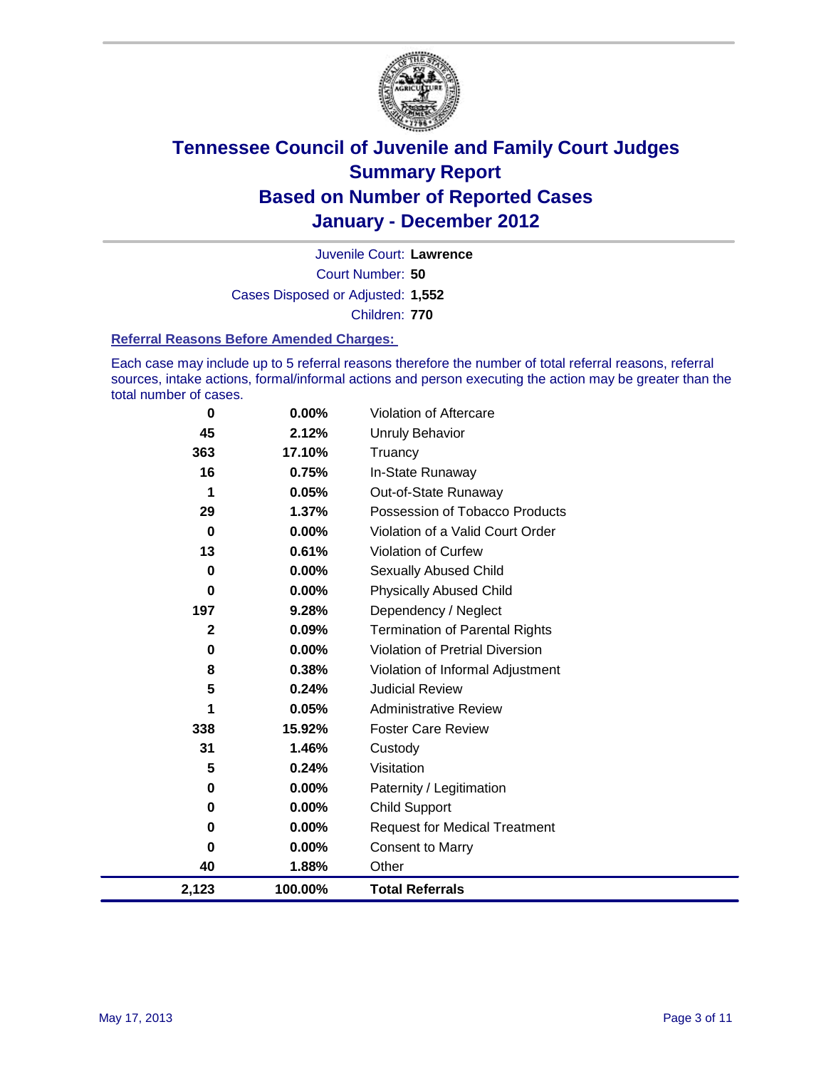# Tennessee Council of Juvenile and Family Court Judges
## Summary Report
## Based on Number of Reported Cases
## January - December 2012

Juvenile Court: **Lawrence**

Court Number: **50**

Cases Disposed or Adjusted: **1,552**

Children: **770**

### Referral Reasons Before Amended Charges:

Each case may include up to 5 referral reasons therefore the number of total referral reasons, referral sources, intake actions, formal/informal actions and person executing the action may be greater than the total number of cases.

| Count | Percent | Referral Reason |
|---|---|---|
| 0 | 0.00% | Violation of Aftercare |
| 45 | 2.12% | Unruly Behavior |
| 363 | 17.10% | Truancy |
| 16 | 0.75% | In-State Runaway |
| 1 | 0.05% | Out-of-State Runaway |
| 29 | 1.37% | Possession of Tobacco Products |
| 0 | 0.00% | Violation of a Valid Court Order |
| 13 | 0.61% | Violation of Curfew |
| 0 | 0.00% | Sexually Abused Child |
| 0 | 0.00% | Physically Abused Child |
| 197 | 9.28% | Dependency / Neglect |
| 2 | 0.09% | Termination of Parental Rights |
| 0 | 0.00% | Violation of Pretrial Diversion |
| 8 | 0.38% | Violation of Informal Adjustment |
| 5 | 0.24% | Judicial Review |
| 1 | 0.05% | Administrative Review |
| 338 | 15.92% | Foster Care Review |
| 31 | 1.46% | Custody |
| 5 | 0.24% | Visitation |
| 0 | 0.00% | Paternity / Legitimation |
| 0 | 0.00% | Child Support |
| 0 | 0.00% | Request for Medical Treatment |
| 0 | 0.00% | Consent to Marry |
| 40 | 1.88% | Other |
| **2,123** | **100.00%** | **Total Referrals** |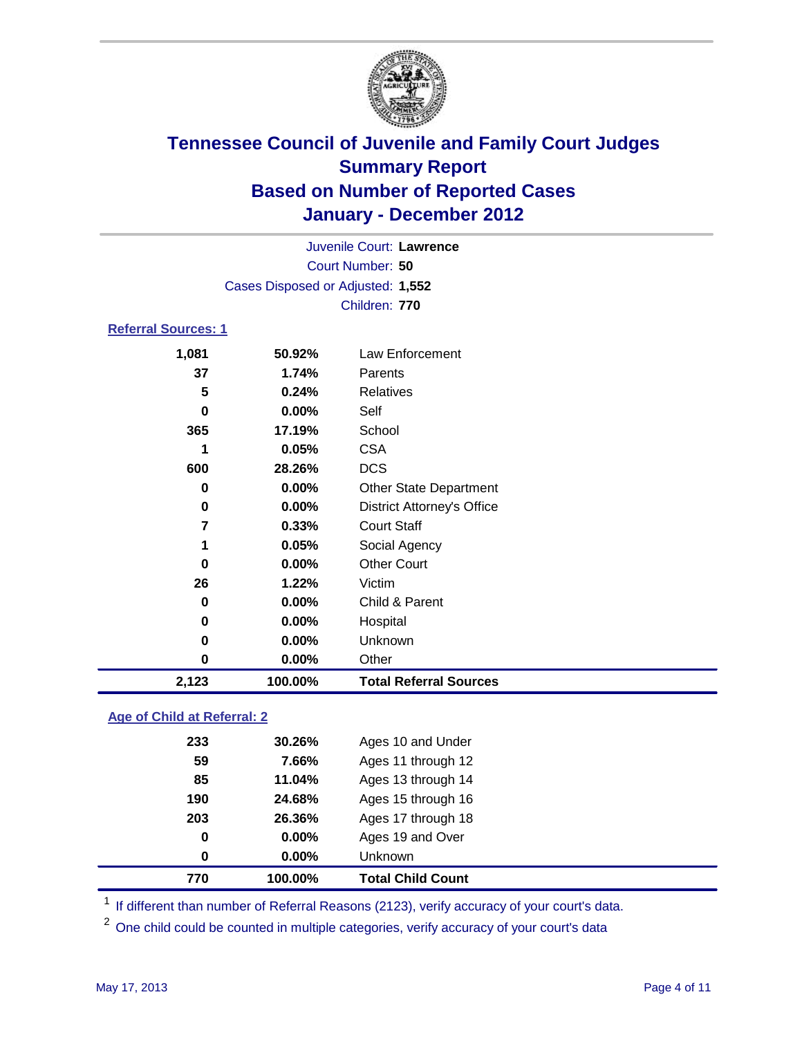# Tennessee Council of Juvenile and Family Court Judges
## Summary Report
## Based on Number of Reported Cases
## January - December 2012

Juvenile Court: **Lawrence**
Court Number: **50**
Cases Disposed or Adjusted: **1,552**
Children: **770**

### Referral Sources: 1

| | | |
|---|---|---|
| 1,081 | 50.92% | Law Enforcement |
| 37 | 1.74% | Parents |
| 5 | 0.24% | Relatives |
| 0 | 0.00% | Self |
| 365 | 17.19% | School |
| 1 | 0.05% | CSA |
| 600 | 28.26% | DCS |
| 0 | 0.00% | Other State Department |
| 0 | 0.00% | District Attorney's Office |
| 7 | 0.33% | Court Staff |
| 1 | 0.05% | Social Agency |
| 0 | 0.00% | Other Court |
| 26 | 1.22% | Victim |
| 0 | 0.00% | Child & Parent |
| 0 | 0.00% | Hospital |
| 0 | 0.00% | Unknown |
| 0 | 0.00% | Other |
| **2,123** | **100.00%** | **Total Referral Sources** |

### Age of Child at Referral: 2

| | | |
|---|---|---|
| 233 | 30.26% | Ages 10 and Under |
| 59 | 7.66% | Ages 11 through 12 |
| 85 | 11.04% | Ages 13 through 14 |
| 190 | 24.68% | Ages 15 through 16 |
| 203 | 26.36% | Ages 17 through 18 |
| 0 | 0.00% | Ages 19 and Over |
| 0 | 0.00% | Unknown |
| **770** | **100.00%** | **Total Child Count** |

[1] If different than number of Referral Reasons (2123), verify accuracy of your court's data.

[2] One child could be counted in multiple categories, verify accuracy of your court's data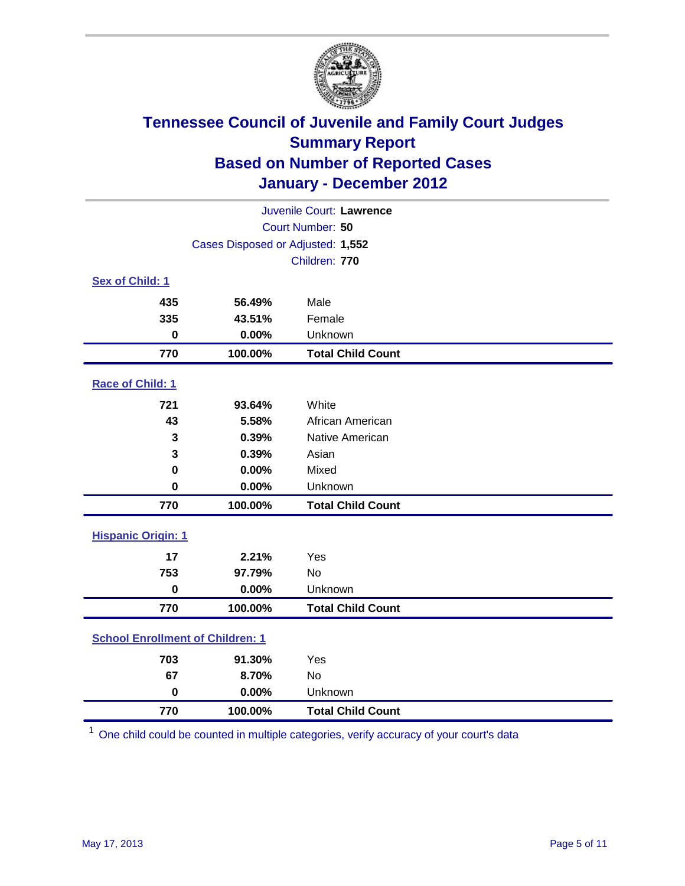# Tennessee Council of Juvenile and Family Court Judges
## Summary Report
## Based on Number of Reported Cases
## January - December 2012

Juvenile Court: **Lawrence**
Court Number: **50**
Cases Disposed or Adjusted: **1,552**
Children: **770**

### Sex of Child: 1

| | | |
|---|---|---|
| **435** | **56.49%** | Male |
| **335** | **43.51%** | Female |
| **0** | **0.00%** | Unknown |
| **770** | **100.00%** | **Total Child Count** |

### Race of Child: 1

| | | |
|---|---|---|
| **721** | **93.64%** | White |
| **43** | **5.58%** | African American |
| **3** | **0.39%** | Native American |
| **3** | **0.39%** | Asian |
| **0** | **0.00%** | Mixed |
| **0** | **0.00%** | Unknown |
| **770** | **100.00%** | **Total Child Count** |

### Hispanic Origin: 1

| | | |
|---|---|---|
| **17** | **2.21%** | Yes |
| **753** | **97.79%** | No |
| **0** | **0.00%** | Unknown |
| **770** | **100.00%** | **Total Child Count** |

### School Enrollment of Children: 1

| | | |
|---|---|---|
| **703** | **91.30%** | Yes |
| **67** | **8.70%** | No |
| **0** | **0.00%** | Unknown |
| **770** | **100.00%** | **Total Child Count** |

[1] One child could be counted in multiple categories, verify accuracy of your court's data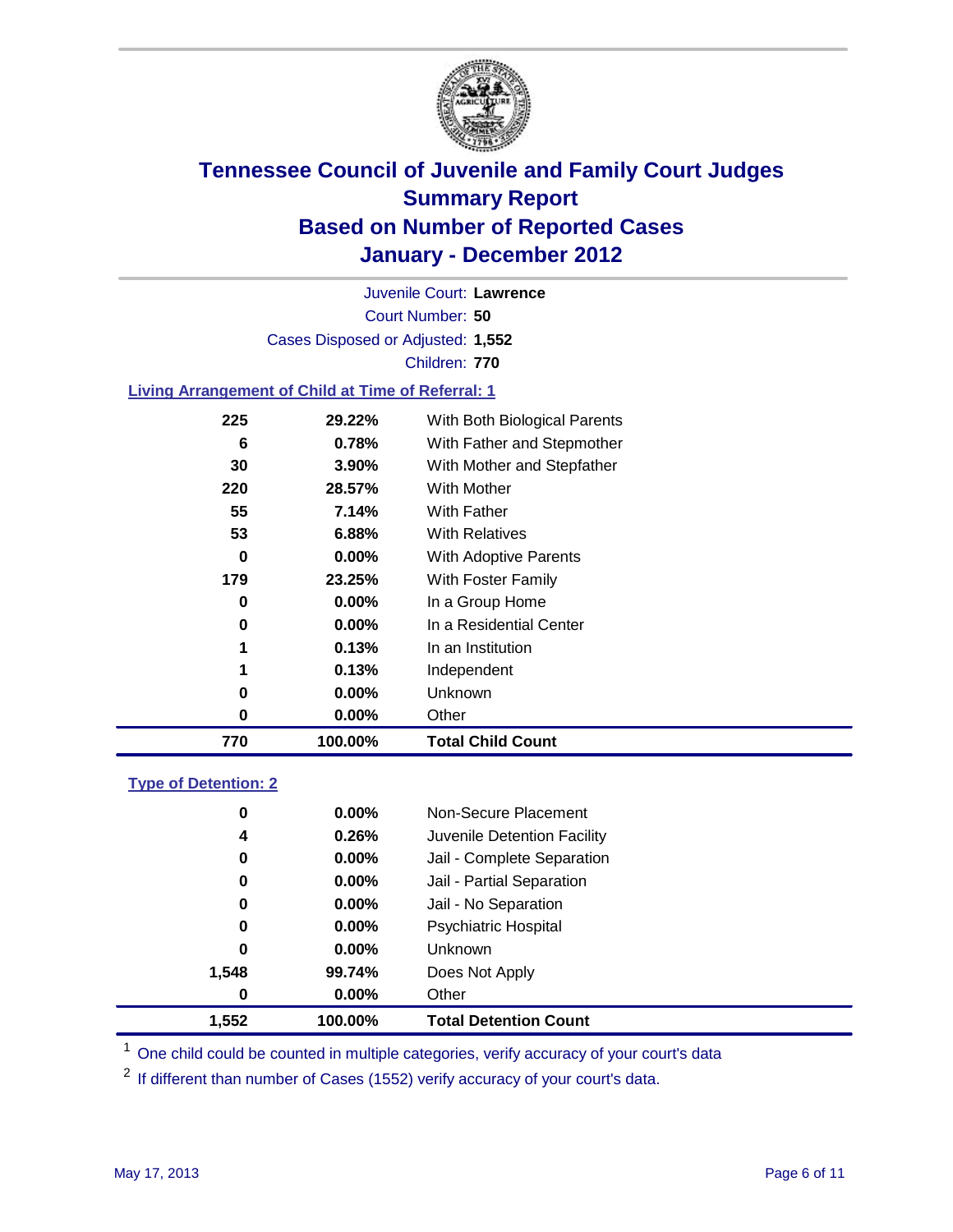# Tennessee Council of Juvenile and Family Court Judges
## Summary Report
## Based on Number of Reported Cases
## January - December 2012

Juvenile Court: **Lawrence**
Court Number: **50**
Cases Disposed or Adjusted: **1,552**
Children: **770**

### Living Arrangement of Child at Time of Referral: 1

| Count | Percent | Category |
|---|---|---|
| 225 | 29.22% | With Both Biological Parents |
| 6 | 0.78% | With Father and Stepmother |
| 30 | 3.90% | With Mother and Stepfather |
| 220 | 28.57% | With Mother |
| 55 | 7.14% | With Father |
| 53 | 6.88% | With Relatives |
| 0 | 0.00% | With Adoptive Parents |
| 179 | 23.25% | With Foster Family |
| 0 | 0.00% | In a Group Home |
| 0 | 0.00% | In a Residential Center |
| 1 | 0.13% | In an Institution |
| 1 | 0.13% | Independent |
| 0 | 0.00% | Unknown |
| 0 | 0.00% | Other |
| **770** | **100.00%** | **Total Child Count** |

### Type of Detention: 2

| Count | Percent | Category |
|---|---|---|
| 0 | 0.00% | Non-Secure Placement |
| 4 | 0.26% | Juvenile Detention Facility |
| 0 | 0.00% | Jail - Complete Separation |
| 0 | 0.00% | Jail - Partial Separation |
| 0 | 0.00% | Jail - No Separation |
| 0 | 0.00% | Psychiatric Hospital |
| 0 | 0.00% | Unknown |
| 1,548 | 99.74% | Does Not Apply |
| 0 | 0.00% | Other |
| **1,552** | **100.00%** | **Total Detention Count** |

[1] One child could be counted in multiple categories, verify accuracy of your court's data

[2] If different than number of Cases (1552) verify accuracy of your court's data.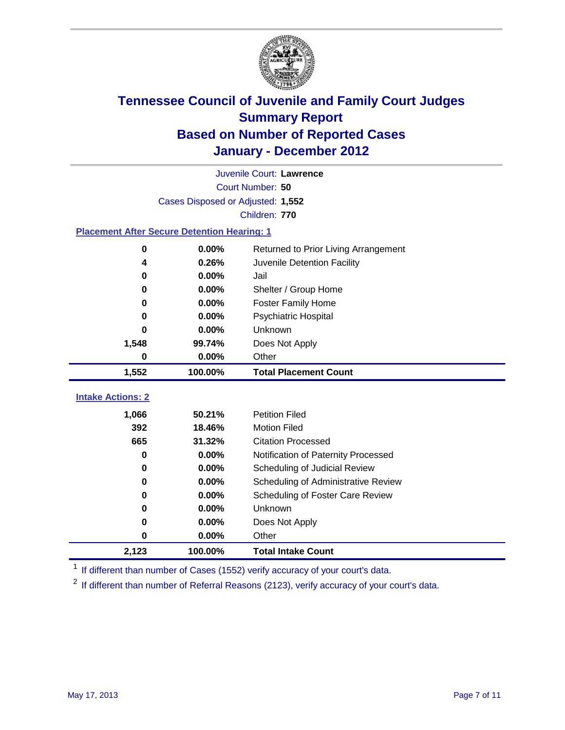# Tennessee Council of Juvenile and Family Court Judges
## Summary Report
## Based on Number of Reported Cases
## January - December 2012

Juvenile Court: **Lawrence**
Court Number: **50**
Cases Disposed or Adjusted: **1,552**
Children: **770**

### Placement After Secure Detention Hearing: 1

| Count | Percent | Placement |
|---|---|---|
| 0 | 0.00% | Returned to Prior Living Arrangement |
| 4 | 0.26% | Juvenile Detention Facility |
| 0 | 0.00% | Jail |
| 0 | 0.00% | Shelter / Group Home |
| 0 | 0.00% | Foster Family Home |
| 0 | 0.00% | Psychiatric Hospital |
| 0 | 0.00% | Unknown |
| 1,548 | 99.74% | Does Not Apply |
| 0 | 0.00% | Other |
| **1,552** | **100.00%** | **Total Placement Count** |

### Intake Actions: 2

| Count | Percent | Action |
|---|---|---|
| 1,066 | 50.21% | Petition Filed |
| 392 | 18.46% | Motion Filed |
| 665 | 31.32% | Citation Processed |
| 0 | 0.00% | Notification of Paternity Processed |
| 0 | 0.00% | Scheduling of Judicial Review |
| 0 | 0.00% | Scheduling of Administrative Review |
| 0 | 0.00% | Scheduling of Foster Care Review |
| 0 | 0.00% | Unknown |
| 0 | 0.00% | Does Not Apply |
| 0 | 0.00% | Other |
| **2,123** | **100.00%** | **Total Intake Count** |

[1] If different than number of Cases (1552) verify accuracy of your court's data.

[2] If different than number of Referral Reasons (2123), verify accuracy of your court's data.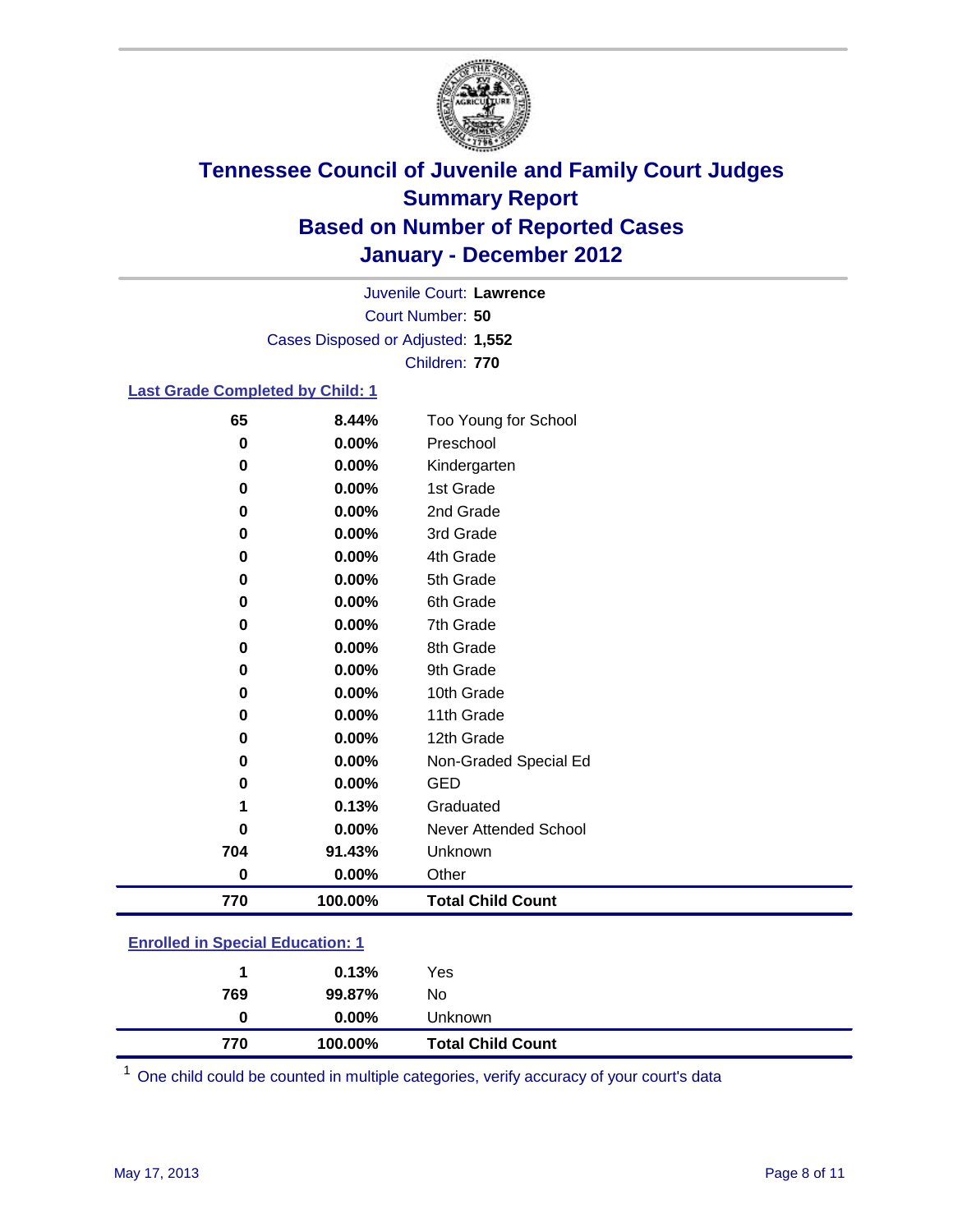# Tennessee Council of Juvenile and Family Court Judges
## Summary Report
## Based on Number of Reported Cases
## January - December 2012

Juvenile Court: **Lawrence**
Court Number: **50**
Cases Disposed or Adjusted: **1,552**
Children: **770**

### Last Grade Completed by Child: 1

| Count | Percent | Category |
|---|---|---|
| 65 | 8.44% | Too Young for School |
| 0 | 0.00% | Preschool |
| 0 | 0.00% | Kindergarten |
| 0 | 0.00% | 1st Grade |
| 0 | 0.00% | 2nd Grade |
| 0 | 0.00% | 3rd Grade |
| 0 | 0.00% | 4th Grade |
| 0 | 0.00% | 5th Grade |
| 0 | 0.00% | 6th Grade |
| 0 | 0.00% | 7th Grade |
| 0 | 0.00% | 8th Grade |
| 0 | 0.00% | 9th Grade |
| 0 | 0.00% | 10th Grade |
| 0 | 0.00% | 11th Grade |
| 0 | 0.00% | 12th Grade |
| 0 | 0.00% | Non-Graded Special Ed |
| 0 | 0.00% | GED |
| 1 | 0.13% | Graduated |
| 0 | 0.00% | Never Attended School |
| 704 | 91.43% | Unknown |
| 0 | 0.00% | Other |
| **770** | **100.00%** | **Total Child Count** |

### Enrolled in Special Education: 1

| Count | Percent | Category |
|---|---|---|
| 1 | 0.13% | Yes |
| 769 | 99.87% | No |
| 0 | 0.00% | Unknown |
| **770** | **100.00%** | **Total Child Count** |

[1] One child could be counted in multiple categories, verify accuracy of your court's data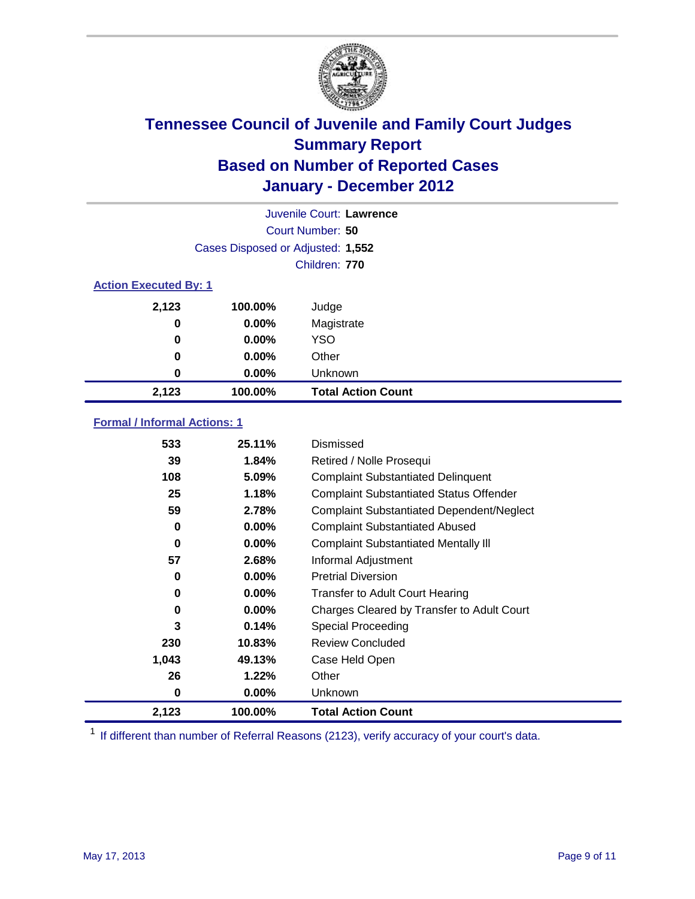# Tennessee Council of Juvenile and Family Court Judges
## Summary Report
## Based on Number of Reported Cases
## January - December 2012

Juvenile Court: **Lawrence**

Court Number: **50**

Cases Disposed or Adjusted: **1,552**

Children: **770**

### Action Executed By: 1

| Count | Percent | Action |
|---|---|---|
| 2,123 | 100.00% | Judge |
| 0 | 0.00% | Magistrate |
| 0 | 0.00% | YSO |
| 0 | 0.00% | Other |
| 0 | 0.00% | Unknown |
| **2,123** | **100.00%** | **Total Action Count** |

### Formal / Informal Actions: 1

| Count | Percent | Action |
|---|---|---|
| 533 | 25.11% | Dismissed |
| 39 | 1.84% | Retired / Nolle Prosequi |
| 108 | 5.09% | Complaint Substantiated Delinquent |
| 25 | 1.18% | Complaint Substantiated Status Offender |
| 59 | 2.78% | Complaint Substantiated Dependent/Neglect |
| 0 | 0.00% | Complaint Substantiated Abused |
| 0 | 0.00% | Complaint Substantiated Mentally Ill |
| 57 | 2.68% | Informal Adjustment |
| 0 | 0.00% | Pretrial Diversion |
| 0 | 0.00% | Transfer to Adult Court Hearing |
| 0 | 0.00% | Charges Cleared by Transfer to Adult Court |
| 3 | 0.14% | Special Proceeding |
| 230 | 10.83% | Review Concluded |
| 1,043 | 49.13% | Case Held Open |
| 26 | 1.22% | Other |
| 0 | 0.00% | Unknown |
| **2,123** | **100.00%** | **Total Action Count** |

[1] If different than number of Referral Reasons (2123), verify accuracy of your court's data.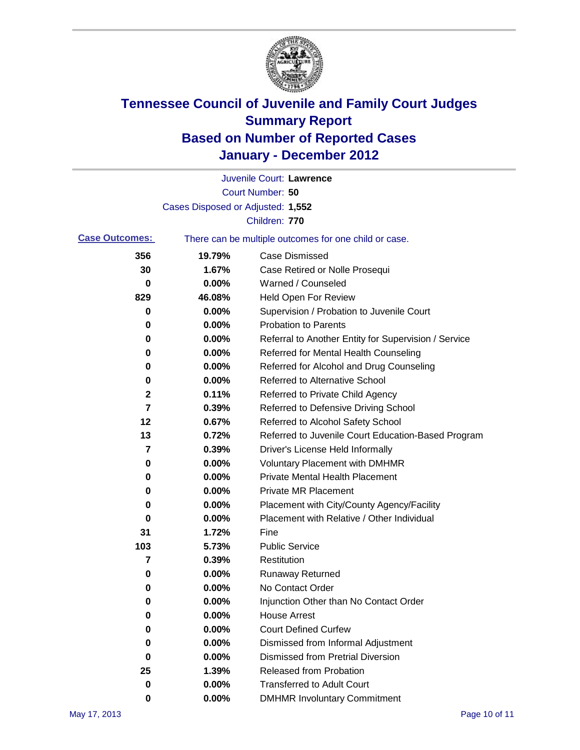# Tennessee Council of Juvenile and Family Court Judges
## Summary Report
## Based on Number of Reported Cases
## January - December 2012

Juvenile Court: **Lawrence**

Court Number: **50**

Cases Disposed or Adjusted: **1,552**

Children: **770**

**Case Outcomes:** There can be multiple outcomes for one child or case.

| Count | Percent | Outcome |
|---|---|---|
| 356 | 19.79% | Case Dismissed |
| 30 | 1.67% | Case Retired or Nolle Prosequi |
| 0 | 0.00% | Warned / Counseled |
| 829 | 46.08% | Held Open For Review |
| 0 | 0.00% | Supervision / Probation to Juvenile Court |
| 0 | 0.00% | Probation to Parents |
| 0 | 0.00% | Referral to Another Entity for Supervision / Service |
| 0 | 0.00% | Referred for Mental Health Counseling |
| 0 | 0.00% | Referred for Alcohol and Drug Counseling |
| 0 | 0.00% | Referred to Alternative School |
| 2 | 0.11% | Referred to Private Child Agency |
| 7 | 0.39% | Referred to Defensive Driving School |
| 12 | 0.67% | Referred to Alcohol Safety School |
| 13 | 0.72% | Referred to Juvenile Court Education-Based Program |
| 7 | 0.39% | Driver's License Held Informally |
| 0 | 0.00% | Voluntary Placement with DMHMR |
| 0 | 0.00% | Private Mental Health Placement |
| 0 | 0.00% | Private MR Placement |
| 0 | 0.00% | Placement with City/County Agency/Facility |
| 0 | 0.00% | Placement with Relative / Other Individual |
| 31 | 1.72% | Fine |
| 103 | 5.73% | Public Service |
| 7 | 0.39% | Restitution |
| 0 | 0.00% | Runaway Returned |
| 0 | 0.00% | No Contact Order |
| 0 | 0.00% | Injunction Other than No Contact Order |
| 0 | 0.00% | House Arrest |
| 0 | 0.00% | Court Defined Curfew |
| 0 | 0.00% | Dismissed from Informal Adjustment |
| 0 | 0.00% | Dismissed from Pretrial Diversion |
| 25 | 1.39% | Released from Probation |
| 0 | 0.00% | Transferred to Adult Court |
| 0 | 0.00% | DMHMR Involuntary Commitment |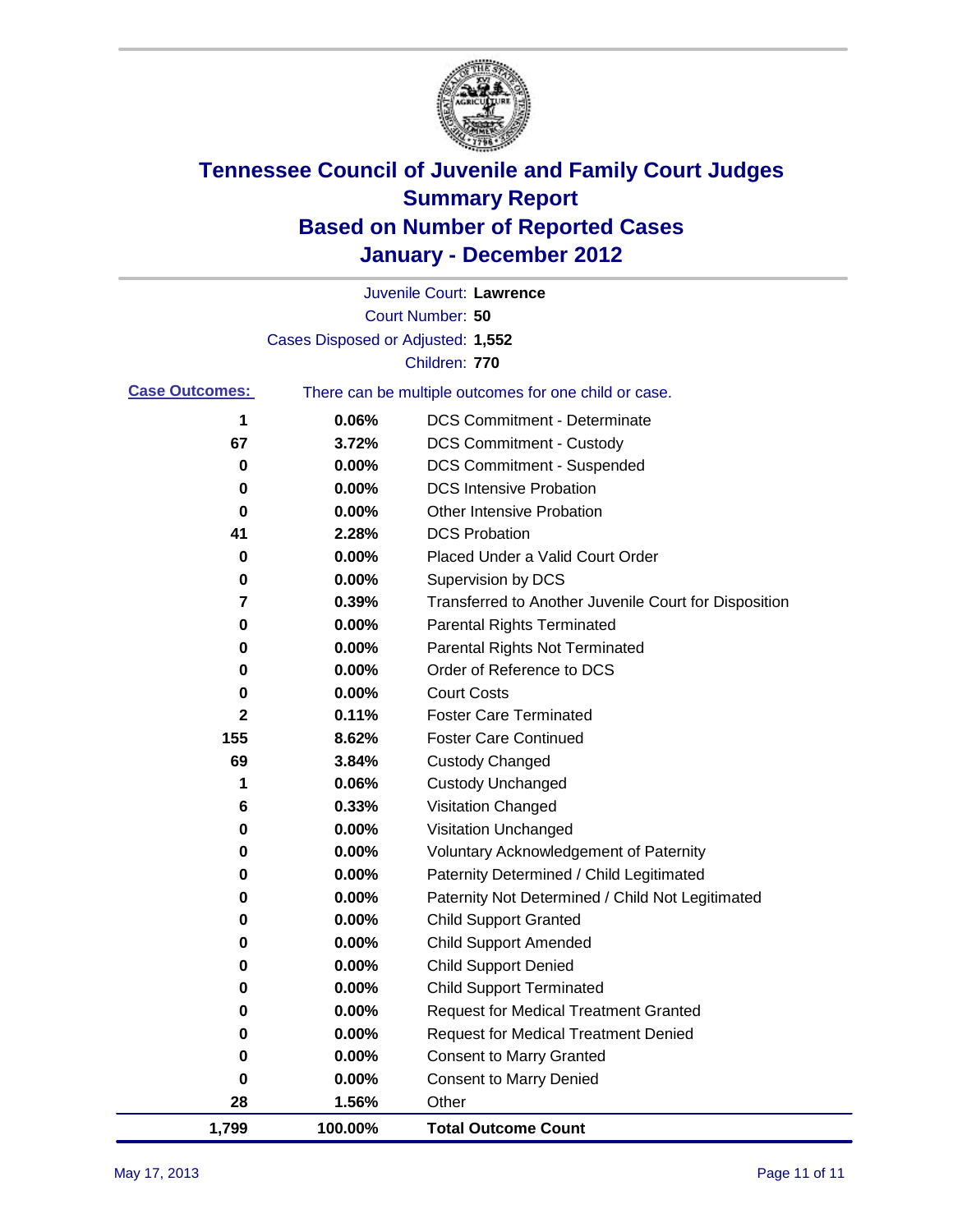# Tennessee Council of Juvenile and Family Court Judges
## Summary Report
## Based on Number of Reported Cases
## January - December 2012

Juvenile Court: **Lawrence**
Court Number: **50**
Cases Disposed or Adjusted: **1,552**
Children: **770**

**Case Outcomes:** There can be multiple outcomes for one child or case.

| | | |
|---|---|---|
| 1 | 0.06% | DCS Commitment - Determinate |
| 67 | 3.72% | DCS Commitment - Custody |
| 0 | 0.00% | DCS Commitment - Suspended |
| 0 | 0.00% | DCS Intensive Probation |
| 0 | 0.00% | Other Intensive Probation |
| 41 | 2.28% | DCS Probation |
| 0 | 0.00% | Placed Under a Valid Court Order |
| 0 | 0.00% | Supervision by DCS |
| 7 | 0.39% | Transferred to Another Juvenile Court for Disposition |
| 0 | 0.00% | Parental Rights Terminated |
| 0 | 0.00% | Parental Rights Not Terminated |
| 0 | 0.00% | Order of Reference to DCS |
| 0 | 0.00% | Court Costs |
| 2 | 0.11% | Foster Care Terminated |
| 155 | 8.62% | Foster Care Continued |
| 69 | 3.84% | Custody Changed |
| 1 | 0.06% | Custody Unchanged |
| 6 | 0.33% | Visitation Changed |
| 0 | 0.00% | Visitation Unchanged |
| 0 | 0.00% | Voluntary Acknowledgement of Paternity |
| 0 | 0.00% | Paternity Determined / Child Legitimated |
| 0 | 0.00% | Paternity Not Determined / Child Not Legitimated |
| 0 | 0.00% | Child Support Granted |
| 0 | 0.00% | Child Support Amended |
| 0 | 0.00% | Child Support Denied |
| 0 | 0.00% | Child Support Terminated |
| 0 | 0.00% | Request for Medical Treatment Granted |
| 0 | 0.00% | Request for Medical Treatment Denied |
| 0 | 0.00% | Consent to Marry Granted |
| 0 | 0.00% | Consent to Marry Denied |
| 28 | 1.56% | Other |
| **1,799** | **100.00%** | **Total Outcome Count** |

May 17, 2013